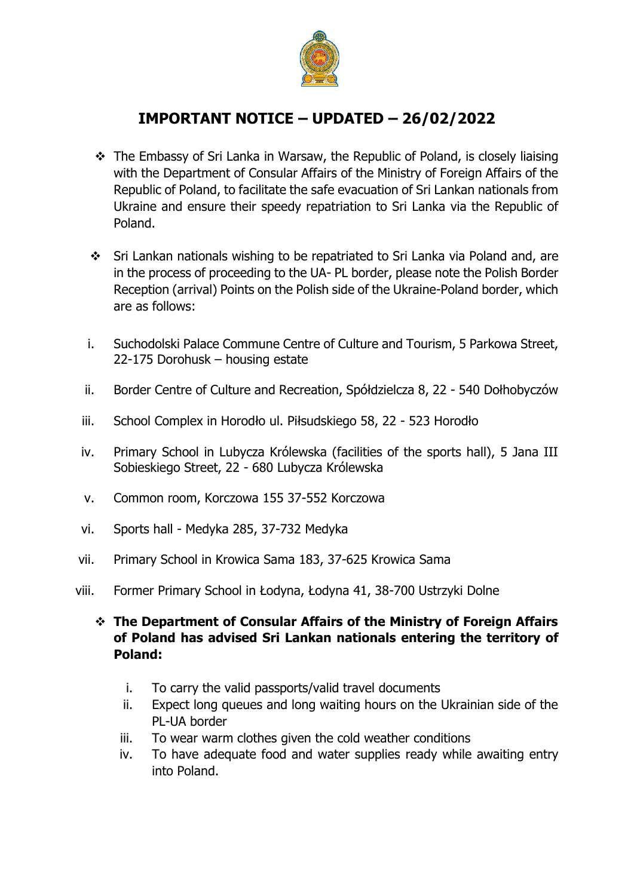# IMPORTANT NOTICE – UPDATED – 26/02/2022

- The Embassy of Sri Lanka in Warsaw, the Republic of Poland, is closely liaising with the Department of Consular Affairs of the Ministry of Foreign Affairs of the Republic of Poland, to facilitate the safe evacuation of Sri Lankan nationals from Ukraine and ensure their speedy repatriation to Sri Lanka via the Republic of Poland.

- Sri Lankan nationals wishing to be repatriated to Sri Lanka via Poland and, are in the process of proceeding to the UA- PL border, please note the Polish Border Reception (arrival) Points on the Polish side of the Ukraine-Poland border, which are as follows:

i. Suchodolski Palace Commune Centre of Culture and Tourism, 5 Parkowa Street, 22-175 Dorohusk – housing estate

ii. Border Centre of Culture and Recreation, Spółdzielcza 8, 22 - 540 Dołhobyczów

iii. School Complex in Horodło ul. Piłsudskiego 58, 22 - 523 Horodło

iv. Primary School in Lubycza Królewska (facilities of the sports hall), 5 Jana III Sobieskiego Street, 22 - 680 Lubycza Królewska

v. Common room, Korczowa 155 37-552 Korczowa

vi. Sports hall - Medyka 285, 37-732 Medyka

vii. Primary School in Krowica Sama 183, 37-625 Krowica Sama

viii. Former Primary School in Łodyna, Łodyna 41, 38-700 Ustrzyki Dolne

- **The Department of Consular Affairs of the Ministry of Foreign Affairs of Poland has advised Sri Lankan nationals entering the territory of Poland:**

  i. To carry the valid passports/valid travel documents
  ii. Expect long queues and long waiting hours on the Ukrainian side of the PL-UA border
  iii. To wear warm clothes given the cold weather conditions
  iv. To have adequate food and water supplies ready while awaiting entry into Poland.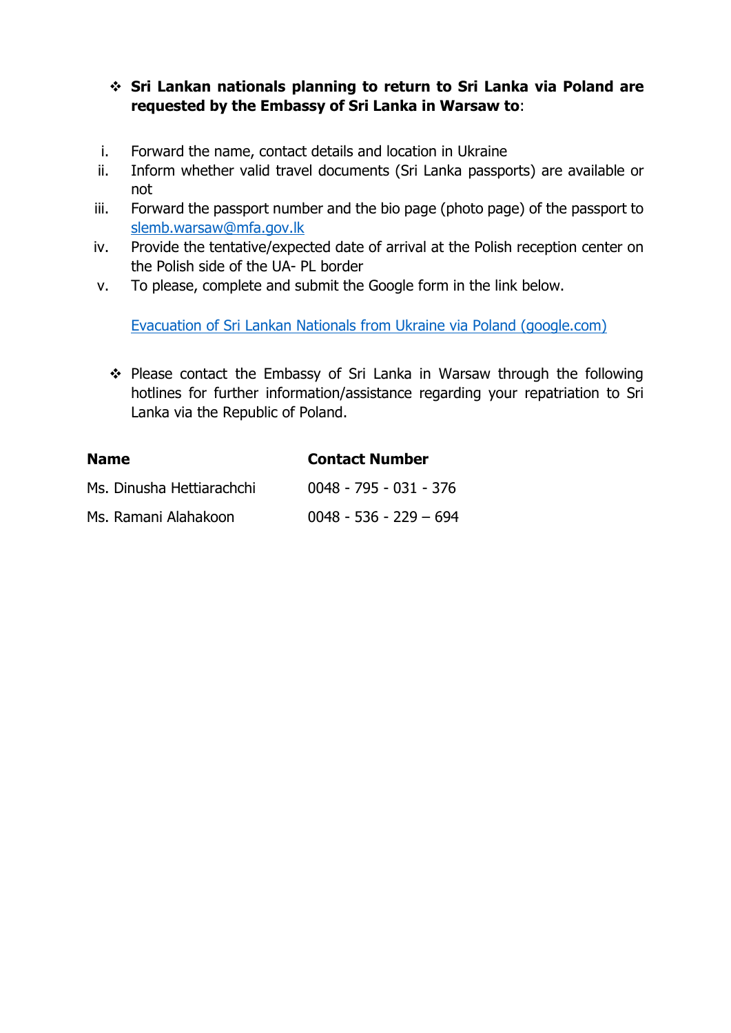- **Sri Lankan nationals planning to return to Sri Lanka via Poland are requested by the Embassy of Sri Lanka in Warsaw to**:

i. Forward the name, contact details and location in Ukraine
ii. Inform whether valid travel documents (Sri Lanka passports) are available or not
iii. Forward the passport number and the bio page (photo page) of the passport to slemb.warsaw@mfa.gov.lk
iv. Provide the tentative/expected date of arrival at the Polish reception center on the Polish side of the UA- PL border
v. To please, complete and submit the Google form in the link below.

   Evacuation of Sri Lankan Nationals from Ukraine via Poland (google.com)

- Please contact the Embassy of Sri Lanka in Warsaw through the following hotlines for further information/assistance regarding your repatriation to Sri Lanka via the Republic of Poland.

| **Name** | **Contact Number** |
|---|---|
| Ms. Dinusha Hettiarachchi | 0048 - 795 - 031 - 376 |
| Ms. Ramani Alahakoon | 0048 - 536 - 229 – 694 |